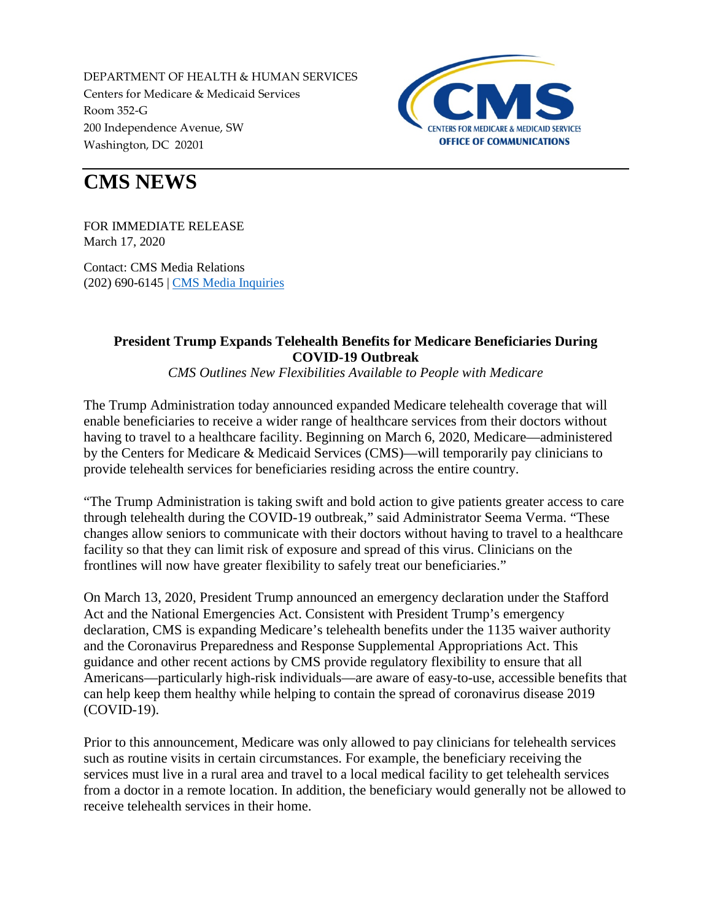DEPARTMENT OF HEALTH & HUMAN SERVICES
Centers for Medicare & Medicaid Services
Room 352-G
200 Independence Avenue, SW
Washington, DC 20201

CENTERS FOR MEDICARE & MEDICAID SERVICES
OFFICE OF COMMUNICATIONS

# CMS NEWS

FOR IMMEDIATE RELEASE
March 17, 2020

Contact: CMS Media Relations
(202) 690-6145 | [CMS Media Inquiries]

## President Trump Expands Telehealth Benefits for Medicare Beneficiaries During COVID-19 Outbreak

*CMS Outlines New Flexibilities Available to People with Medicare*

The Trump Administration today announced expanded Medicare telehealth coverage that will enable beneficiaries to receive a wider range of healthcare services from their doctors without having to travel to a healthcare facility. Beginning on March 6, 2020, Medicare—administered by the Centers for Medicare & Medicaid Services (CMS)—will temporarily pay clinicians to provide telehealth services for beneficiaries residing across the entire country.

"The Trump Administration is taking swift and bold action to give patients greater access to care through telehealth during the COVID-19 outbreak," said Administrator Seema Verma. "These changes allow seniors to communicate with their doctors without having to travel to a healthcare facility so that they can limit risk of exposure and spread of this virus. Clinicians on the frontlines will now have greater flexibility to safely treat our beneficiaries."

On March 13, 2020, President Trump announced an emergency declaration under the Stafford Act and the National Emergencies Act. Consistent with President Trump's emergency declaration, CMS is expanding Medicare's telehealth benefits under the 1135 waiver authority and the Coronavirus Preparedness and Response Supplemental Appropriations Act. This guidance and other recent actions by CMS provide regulatory flexibility to ensure that all Americans—particularly high-risk individuals—are aware of easy-to-use, accessible benefits that can help keep them healthy while helping to contain the spread of coronavirus disease 2019 (COVID-19).

Prior to this announcement, Medicare was only allowed to pay clinicians for telehealth services such as routine visits in certain circumstances. For example, the beneficiary receiving the services must live in a rural area and travel to a local medical facility to get telehealth services from a doctor in a remote location. In addition, the beneficiary would generally not be allowed to receive telehealth services in their home.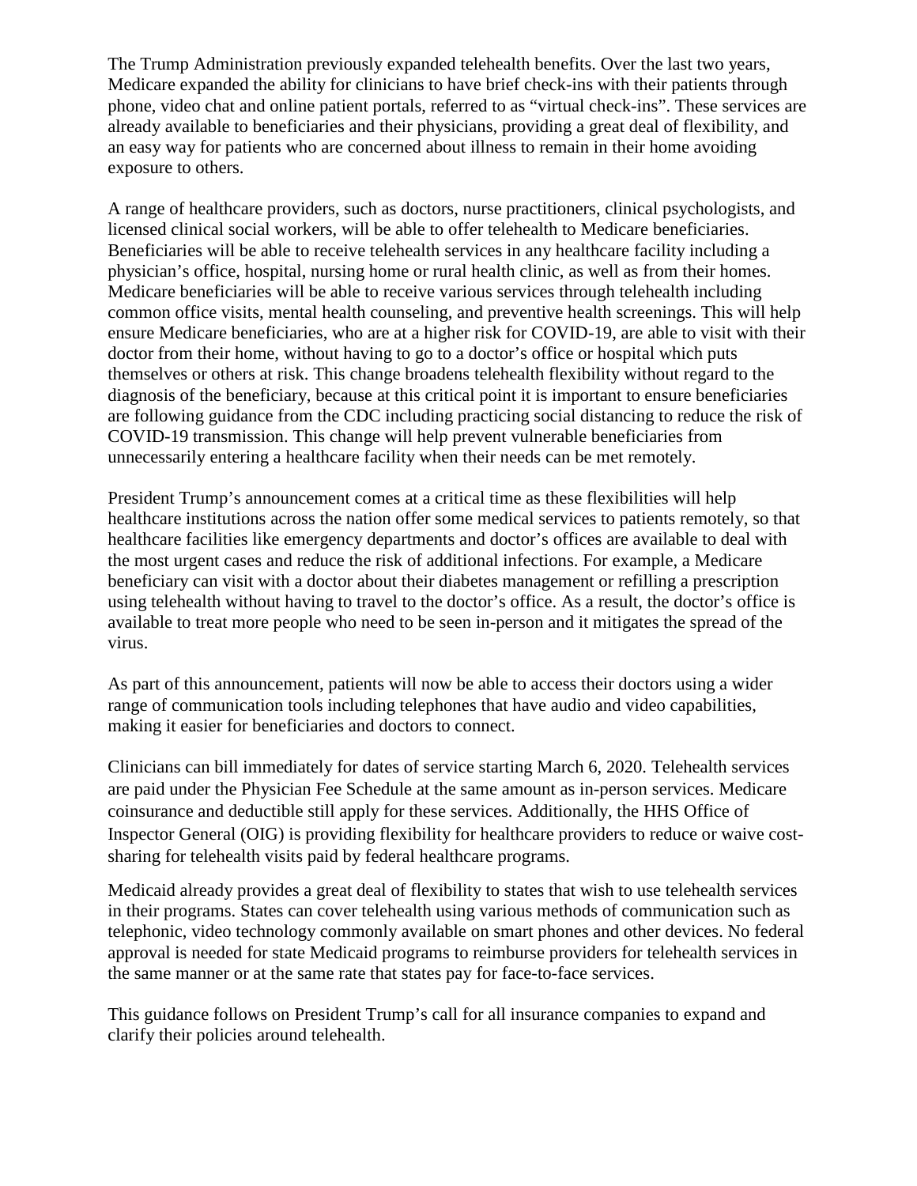The Trump Administration previously expanded telehealth benefits. Over the last two years, Medicare expanded the ability for clinicians to have brief check-ins with their patients through phone, video chat and online patient portals, referred to as "virtual check-ins". These services are already available to beneficiaries and their physicians, providing a great deal of flexibility, and an easy way for patients who are concerned about illness to remain in their home avoiding exposure to others.

A range of healthcare providers, such as doctors, nurse practitioners, clinical psychologists, and licensed clinical social workers, will be able to offer telehealth to Medicare beneficiaries. Beneficiaries will be able to receive telehealth services in any healthcare facility including a physician's office, hospital, nursing home or rural health clinic, as well as from their homes. Medicare beneficiaries will be able to receive various services through telehealth including common office visits, mental health counseling, and preventive health screenings. This will help ensure Medicare beneficiaries, who are at a higher risk for COVID-19, are able to visit with their doctor from their home, without having to go to a doctor's office or hospital which puts themselves or others at risk. This change broadens telehealth flexibility without regard to the diagnosis of the beneficiary, because at this critical point it is important to ensure beneficiaries are following guidance from the CDC including practicing social distancing to reduce the risk of COVID-19 transmission. This change will help prevent vulnerable beneficiaries from unnecessarily entering a healthcare facility when their needs can be met remotely.

President Trump's announcement comes at a critical time as these flexibilities will help healthcare institutions across the nation offer some medical services to patients remotely, so that healthcare facilities like emergency departments and doctor's offices are available to deal with the most urgent cases and reduce the risk of additional infections. For example, a Medicare beneficiary can visit with a doctor about their diabetes management or refilling a prescription using telehealth without having to travel to the doctor's office. As a result, the doctor's office is available to treat more people who need to be seen in-person and it mitigates the spread of the virus.

As part of this announcement, patients will now be able to access their doctors using a wider range of communication tools including telephones that have audio and video capabilities, making it easier for beneficiaries and doctors to connect.

Clinicians can bill immediately for dates of service starting March 6, 2020. Telehealth services are paid under the Physician Fee Schedule at the same amount as in-person services. Medicare coinsurance and deductible still apply for these services. Additionally, the HHS Office of Inspector General (OIG) is providing flexibility for healthcare providers to reduce or waive cost-sharing for telehealth visits paid by federal healthcare programs.

Medicaid already provides a great deal of flexibility to states that wish to use telehealth services in their programs. States can cover telehealth using various methods of communication such as telephonic, video technology commonly available on smart phones and other devices. No federal approval is needed for state Medicaid programs to reimburse providers for telehealth services in the same manner or at the same rate that states pay for face-to-face services.

This guidance follows on President Trump's call for all insurance companies to expand and clarify their policies around telehealth.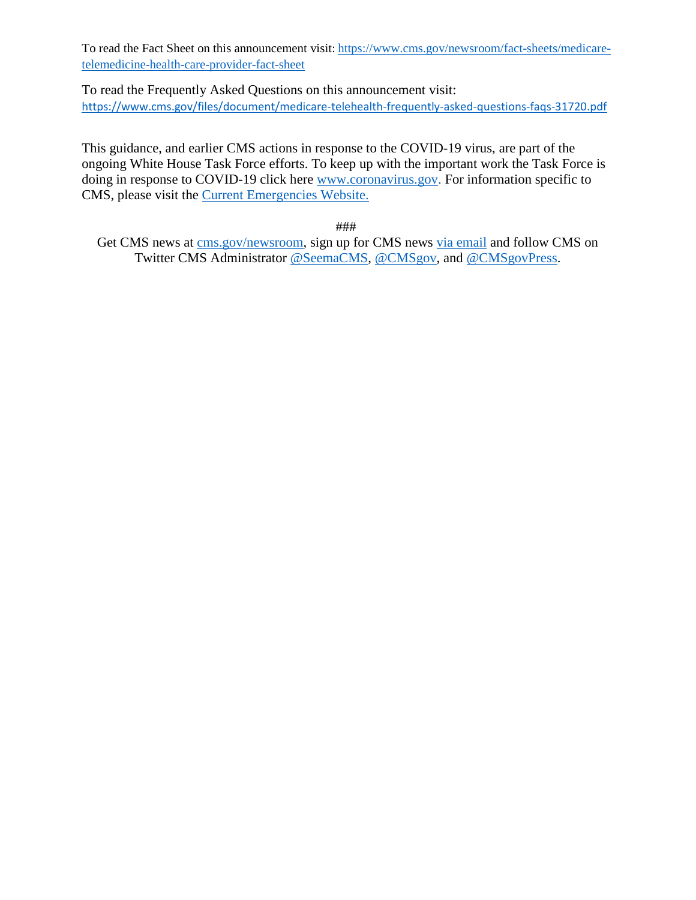To read the Fact Sheet on this announcement visit: https://www.cms.gov/newsroom/fact-sheets/medicare-telemedicine-health-care-provider-fact-sheet

To read the Frequently Asked Questions on this announcement visit: https://www.cms.gov/files/document/medicare-telehealth-frequently-asked-questions-faqs-31720.pdf

This guidance, and earlier CMS actions in response to the COVID-19 virus, are part of the ongoing White House Task Force efforts. To keep up with the important work the Task Force is doing in response to COVID-19 click here www.coronavirus.gov. For information specific to CMS, please visit the Current Emergencies Website.

###

Get CMS news at cms.gov/newsroom, sign up for CMS news via email and follow CMS on Twitter CMS Administrator @SeemaCMS, @CMSgov, and @CMSgovPress.